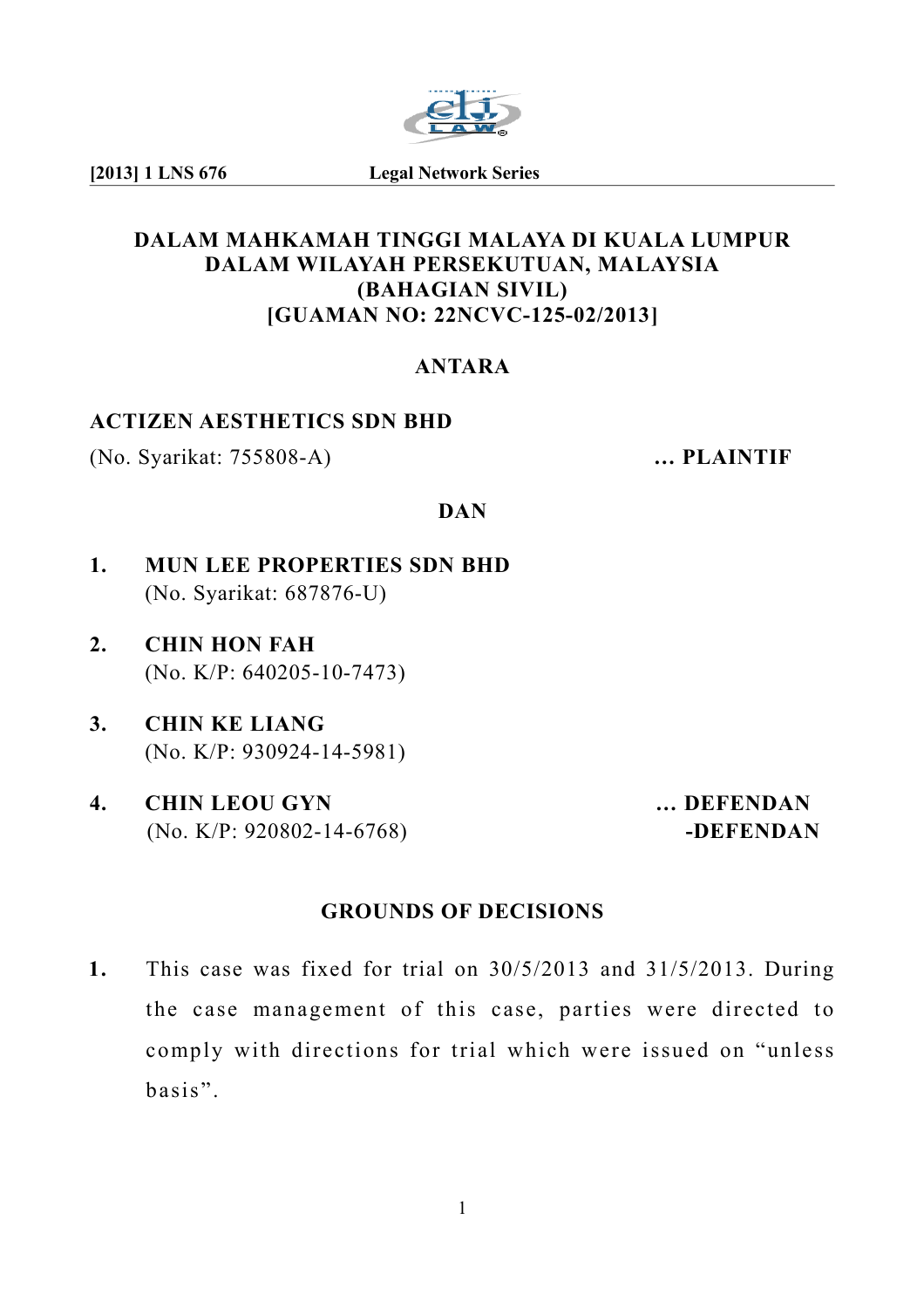**DALAM MAHKAMAH TINGGI MALAYA DI KUALA LUMPUR**
**DALAM WILAYAH PERSEKUTUAN, MALAYSIA**
**(BAHAGIAN SIVIL)**
**[GUAMAN NO: 22NCVC-125-02/2013]**

**ANTARA**

**ACTIZEN AESTHETICS SDN BHD**
(No. Syarikat: 755808-A) **... PLAINTIF**

**DAN**

1. **MUN LEE PROPERTIES SDN BHD**
   (No. Syarikat: 687876-U)

2. **CHIN HON FAH**
   (No. K/P: 640205-10-7473)

3. **CHIN KE LIANG**
   (No. K/P: 930924-14-5981)

4. **CHIN LEOU GYN**
   (No. K/P: 920802-14-6768) **... DEFENDAN-DEFENDAN**

## GROUNDS OF DECISIONS

**1.** This case was fixed for trial on 30/5/2013 and 31/5/2013. During the case management of this case, parties were directed to comply with directions for trial which were issued on "unless basis".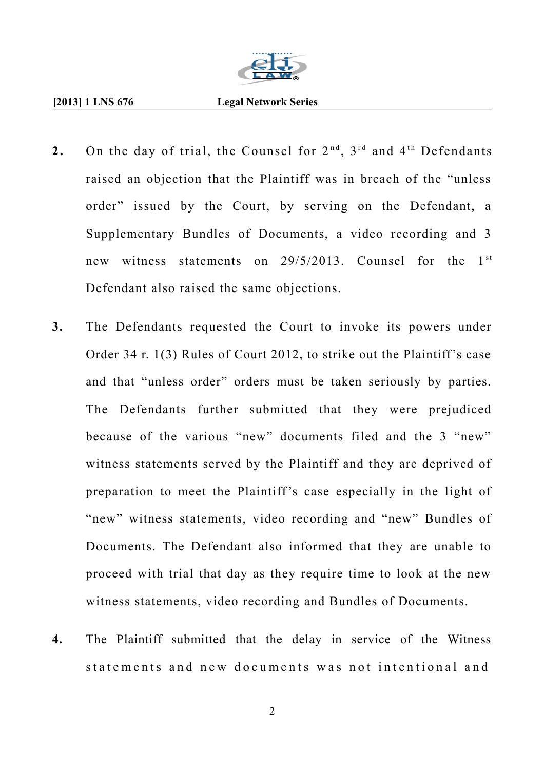2. On the day of trial, the Counsel for 2nd, 3rd and 4th Defendants raised an objection that the Plaintiff was in breach of the "unless order" issued by the Court, by serving on the Defendant, a Supplementary Bundles of Documents, a video recording and 3 new witness statements on 29/5/2013. Counsel for the 1st Defendant also raised the same objections.

3. The Defendants requested the Court to invoke its powers under Order 34 r. 1(3) Rules of Court 2012, to strike out the Plaintiff's case and that "unless order" orders must be taken seriously by parties. The Defendants further submitted that they were prejudiced because of the various "new" documents filed and the 3 "new" witness statements served by the Plaintiff and they are deprived of preparation to meet the Plaintiff's case especially in the light of "new" witness statements, video recording and "new" Bundles of Documents. The Defendant also informed that they are unable to proceed with trial that day as they require time to look at the new witness statements, video recording and Bundles of Documents.

4. The Plaintiff submitted that the delay in service of the Witness statements and new documents was not intentional and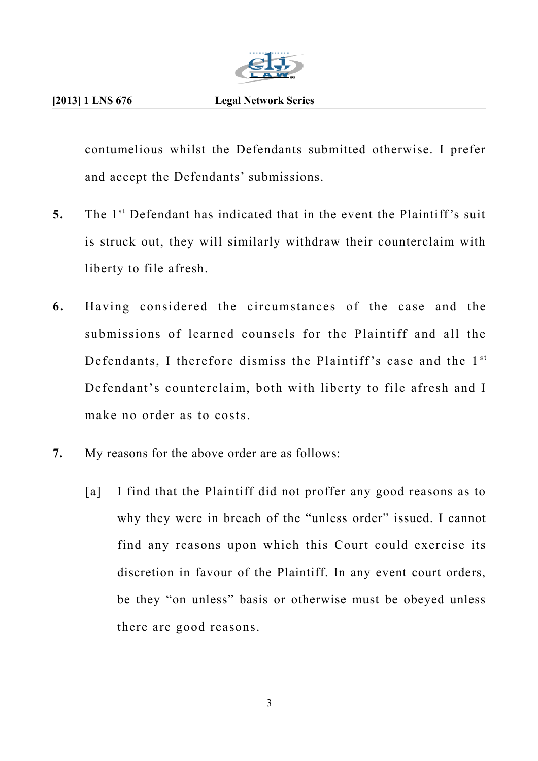contumelious whilst the Defendants submitted otherwise. I prefer and accept the Defendants' submissions.

**5.** The 1st Defendant has indicated that in the event the Plaintiff's suit is struck out, they will similarly withdraw their counterclaim with liberty to file afresh.

**6.** Having considered the circumstances of the case and the submissions of learned counsels for the Plaintiff and all the Defendants, I therefore dismiss the Plaintiff's case and the 1st Defendant's counterclaim, both with liberty to file afresh and I make no order as to costs.

**7.** My reasons for the above order are as follows:

[a] I find that the Plaintiff did not proffer any good reasons as to why they were in breach of the "unless order" issued. I cannot find any reasons upon which this Court could exercise its discretion in favour of the Plaintiff. In any event court orders, be they "on unless" basis or otherwise must be obeyed unless there are good reasons.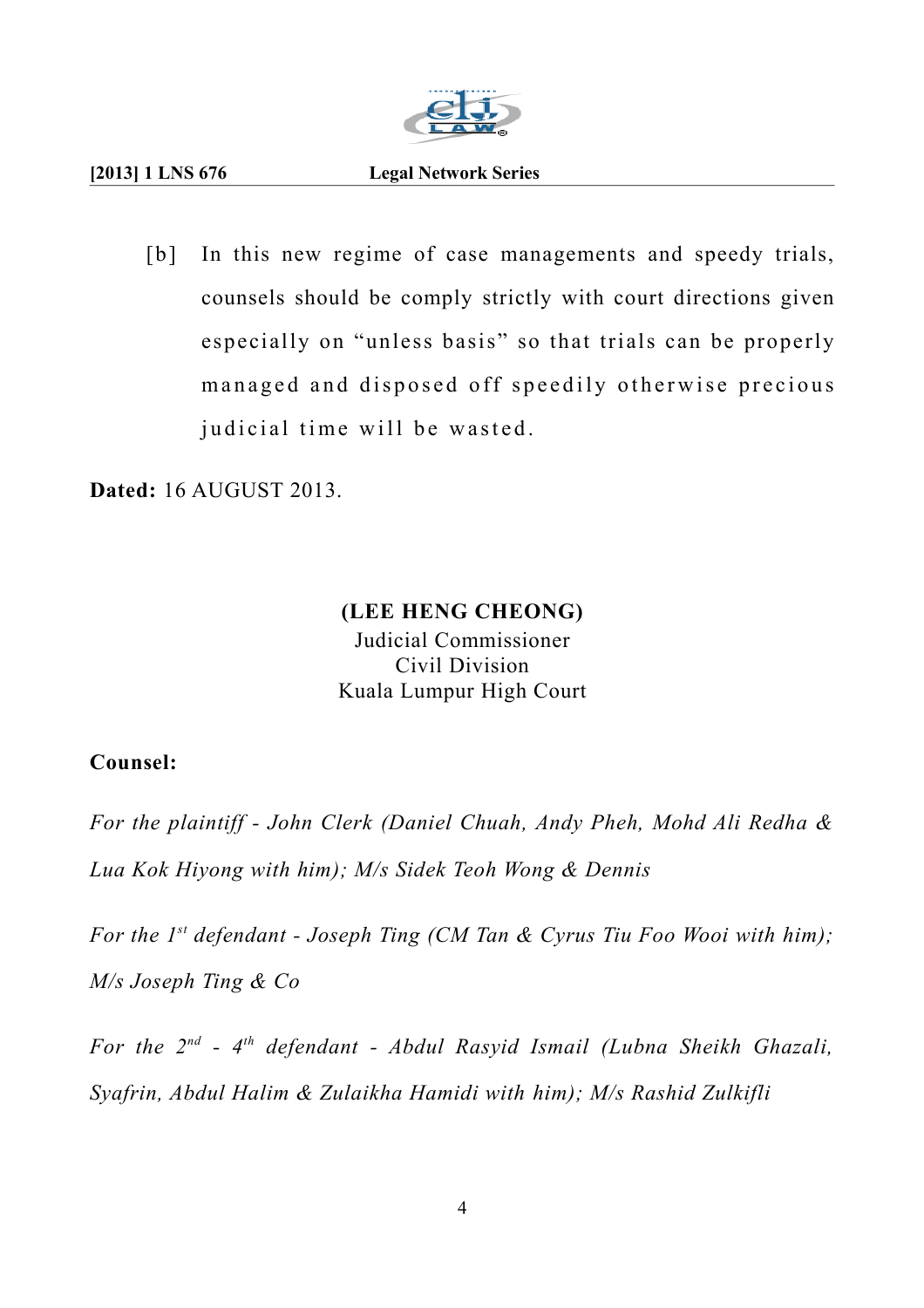[b] In this new regime of case managements and speedy trials, counsels should be comply strictly with court directions given especially on "unless basis" so that trials can be properly managed and disposed off speedily otherwise precious judicial time will be wasted.

**Dated:** 16 AUGUST 2013.

**(LEE HENG CHEONG)**
Judicial Commissioner
Civil Division
Kuala Lumpur High Court

**Counsel:**

*For the plaintiff - John Clerk (Daniel Chuah, Andy Pheh, Mohd Ali Redha & Lua Kok Hiyong with him); M/s Sidek Teoh Wong & Dennis*

*For the 1st defendant - Joseph Ting (CM Tan & Cyrus Tiu Foo Wooi with him); M/s Joseph Ting & Co*

*For the 2nd - 4th defendant - Abdul Rasyid Ismail (Lubna Sheikh Ghazali, Syafrin, Abdul Halim & Zulaikha Hamidi with him); M/s Rashid Zulkifli*